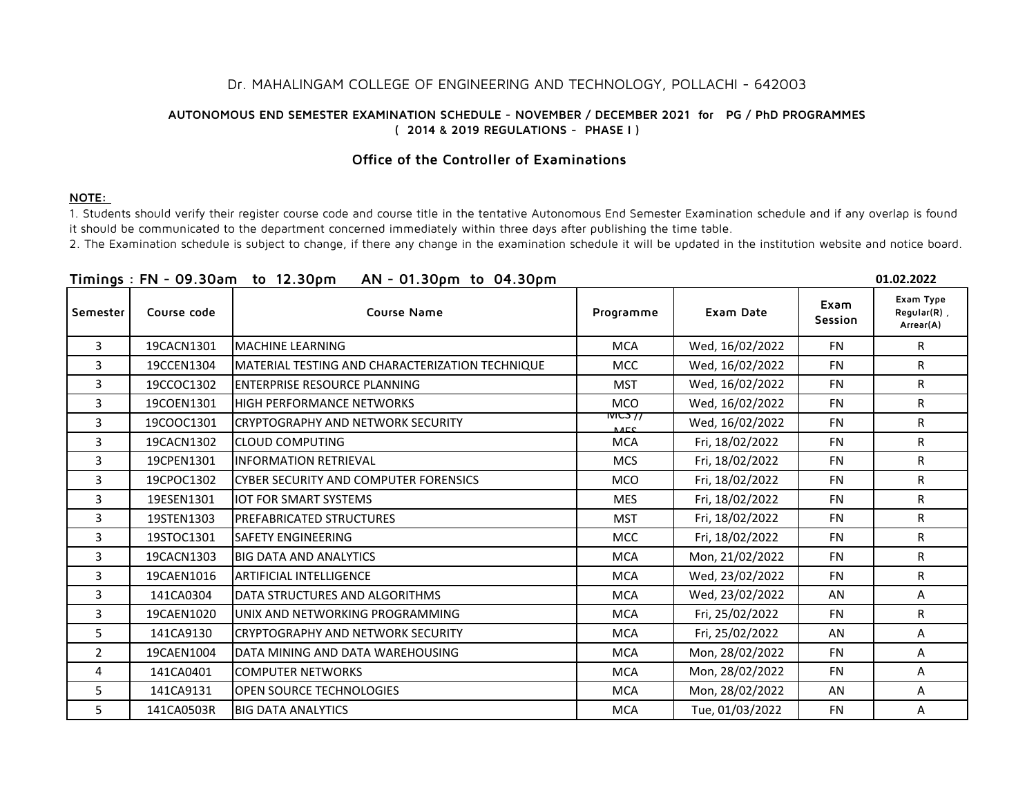# Dr. MAHALINGAM COLLEGE OF ENGINEERING AND TECHNOLOGY, POLLACHI - 642003

**AUTONOMOUS END SEMESTER EXAMINATION SCHEDULE - NOVEMBER / DECEMBER 2021 for PG / PhD PROGRAMMES**
**( 2014 & 2019 REGULATIONS - PHASE I )**

## Office of the Controller of Examinations

**NOTE:**

1. Students should verify their register course code and course title in the tentative Autonomous End Semester Examination schedule and if any overlap is found it should be communicated to the department concerned immediately within three days after publishing the time table.
2. The Examination schedule is subject to change, if there any change in the examination schedule it will be updated in the institution website and notice board.

**Timings : FN - 09.30am to 12.30pm AN - 01.30pm to 04.30pm** **01.02.2022**

| Semester | Course code | Course Name | Programme | Exam Date | Exam Session | Exam Type Regular(R) , Arrear(A) |
|---|---|---|---|---|---|---|
| 3 | 19CACN1301 | MACHINE LEARNING | MCA | Wed, 16/02/2022 | FN | R |
| 3 | 19CCEN1304 | MATERIAL TESTING AND CHARACTERIZATION TECHNIQUE | MCC | Wed, 16/02/2022 | FN | R |
| 3 | 19CCOC1302 | ENTERPRISE RESOURCE PLANNING | MST | Wed, 16/02/2022 | FN | R |
| 3 | 19COEN1301 | HIGH PERFORMANCE NETWORKS | MCO | Wed, 16/02/2022 | FN | R |
| 3 | 19COOC1301 | CRYPTOGRAPHY AND NETWORK SECURITY | MCS // MES | Wed, 16/02/2022 | FN | R |
| 3 | 19CACN1302 | CLOUD COMPUTING | MCA | Fri, 18/02/2022 | FN | R |
| 3 | 19CPEN1301 | INFORMATION RETRIEVAL | MCS | Fri, 18/02/2022 | FN | R |
| 3 | 19CPOC1302 | CYBER SECURITY AND COMPUTER FORENSICS | MCO | Fri, 18/02/2022 | FN | R |
| 3 | 19ESEN1301 | IOT FOR SMART SYSTEMS | MES | Fri, 18/02/2022 | FN | R |
| 3 | 19STEN1303 | PREFABRICATED STRUCTURES | MST | Fri, 18/02/2022 | FN | R |
| 3 | 19STOC1301 | SAFETY ENGINEERING | MCC | Fri, 18/02/2022 | FN | R |
| 3 | 19CACN1303 | BIG DATA AND ANALYTICS | MCA | Mon, 21/02/2022 | FN | R |
| 3 | 19CAEN1016 | ARTIFICIAL INTELLIGENCE | MCA | Wed, 23/02/2022 | FN | R |
| 3 | 141CA0304 | DATA STRUCTURES AND ALGORITHMS | MCA | Wed, 23/02/2022 | AN | A |
| 3 | 19CAEN1020 | UNIX AND NETWORKING PROGRAMMING | MCA | Fri, 25/02/2022 | FN | R |
| 5 | 141CA9130 | CRYPTOGRAPHY AND NETWORK SECURITY | MCA | Fri, 25/02/2022 | AN | A |
| 2 | 19CAEN1004 | DATA MINING AND DATA WAREHOUSING | MCA | Mon, 28/02/2022 | FN | A |
| 4 | 141CA0401 | COMPUTER NETWORKS | MCA | Mon, 28/02/2022 | FN | A |
| 5 | 141CA9131 | OPEN SOURCE TECHNOLOGIES | MCA | Mon, 28/02/2022 | AN | A |
| 5 | 141CA0503R | BIG DATA ANALYTICS | MCA | Tue, 01/03/2022 | FN | A |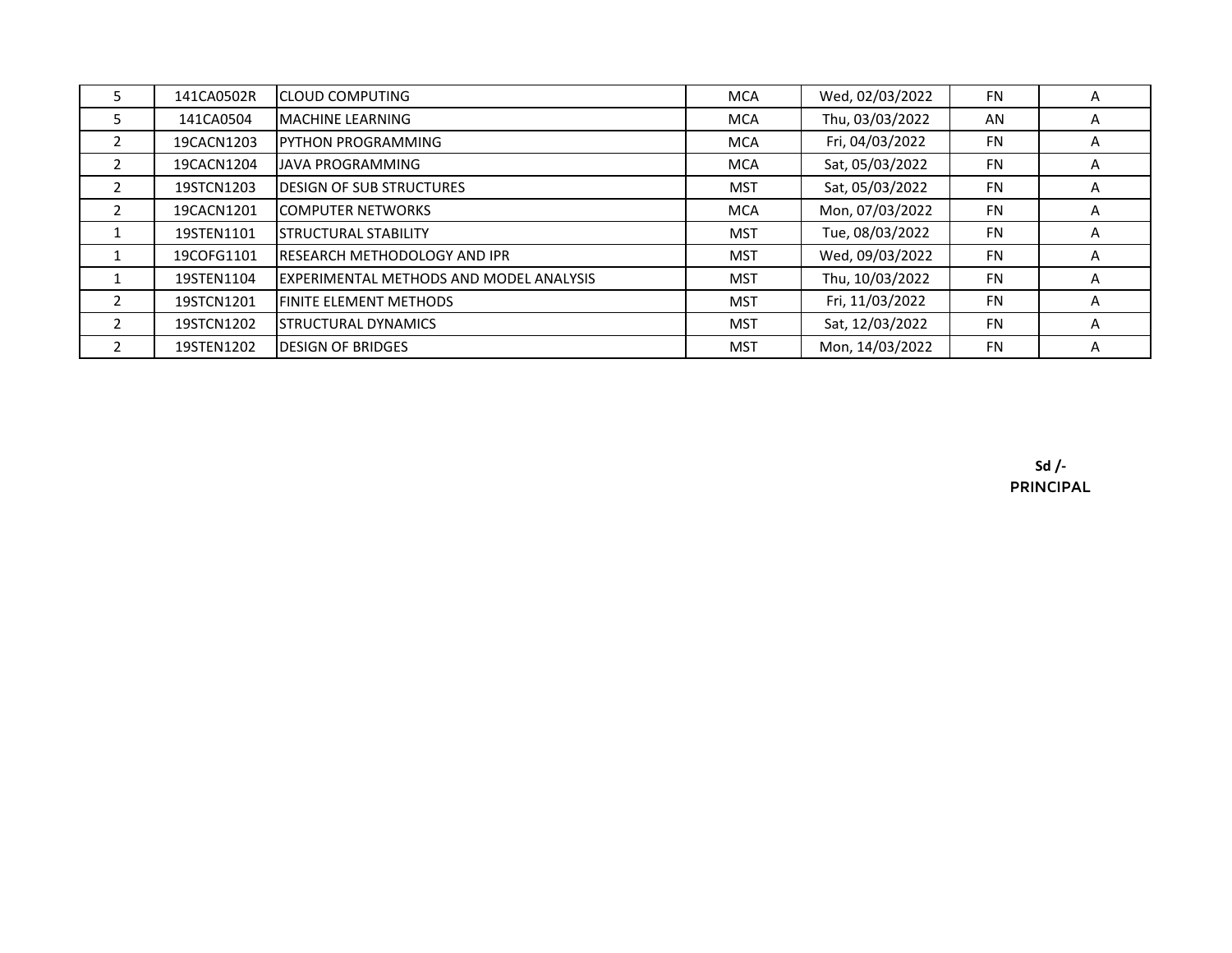| | | | | | | |
|---|---|---|---|---|---|---|
| 5 | 141CA0502R | CLOUD COMPUTING | MCA | Wed, 02/03/2022 | FN | A |
| 5 | 141CA0504 | MACHINE LEARNING | MCA | Thu, 03/03/2022 | AN | A |
| 2 | 19CACN1203 | PYTHON PROGRAMMING | MCA | Fri, 04/03/2022 | FN | A |
| 2 | 19CACN1204 | JAVA PROGRAMMING | MCA | Sat, 05/03/2022 | FN | A |
| 2 | 19STCN1203 | DESIGN OF SUB STRUCTURES | MST | Sat, 05/03/2022 | FN | A |
| 2 | 19CACN1201 | COMPUTER NETWORKS | MCA | Mon, 07/03/2022 | FN | A |
| 1 | 19STEN1101 | STRUCTURAL STABILITY | MST | Tue, 08/03/2022 | FN | A |
| 1 | 19COFG1101 | RESEARCH METHODOLOGY AND IPR | MST | Wed, 09/03/2022 | FN | A |
| 1 | 19STEN1104 | EXPERIMENTAL METHODS AND MODEL ANALYSIS | MST | Thu, 10/03/2022 | FN | A |
| 2 | 19STCN1201 | FINITE ELEMENT METHODS | MST | Fri, 11/03/2022 | FN | A |
| 2 | 19STCN1202 | STRUCTURAL DYNAMICS | MST | Sat, 12/03/2022 | FN | A |
| 2 | 19STEN1202 | DESIGN OF BRIDGES | MST | Mon, 14/03/2022 | FN | A |

**Sd /-**
**PRINCIPAL**